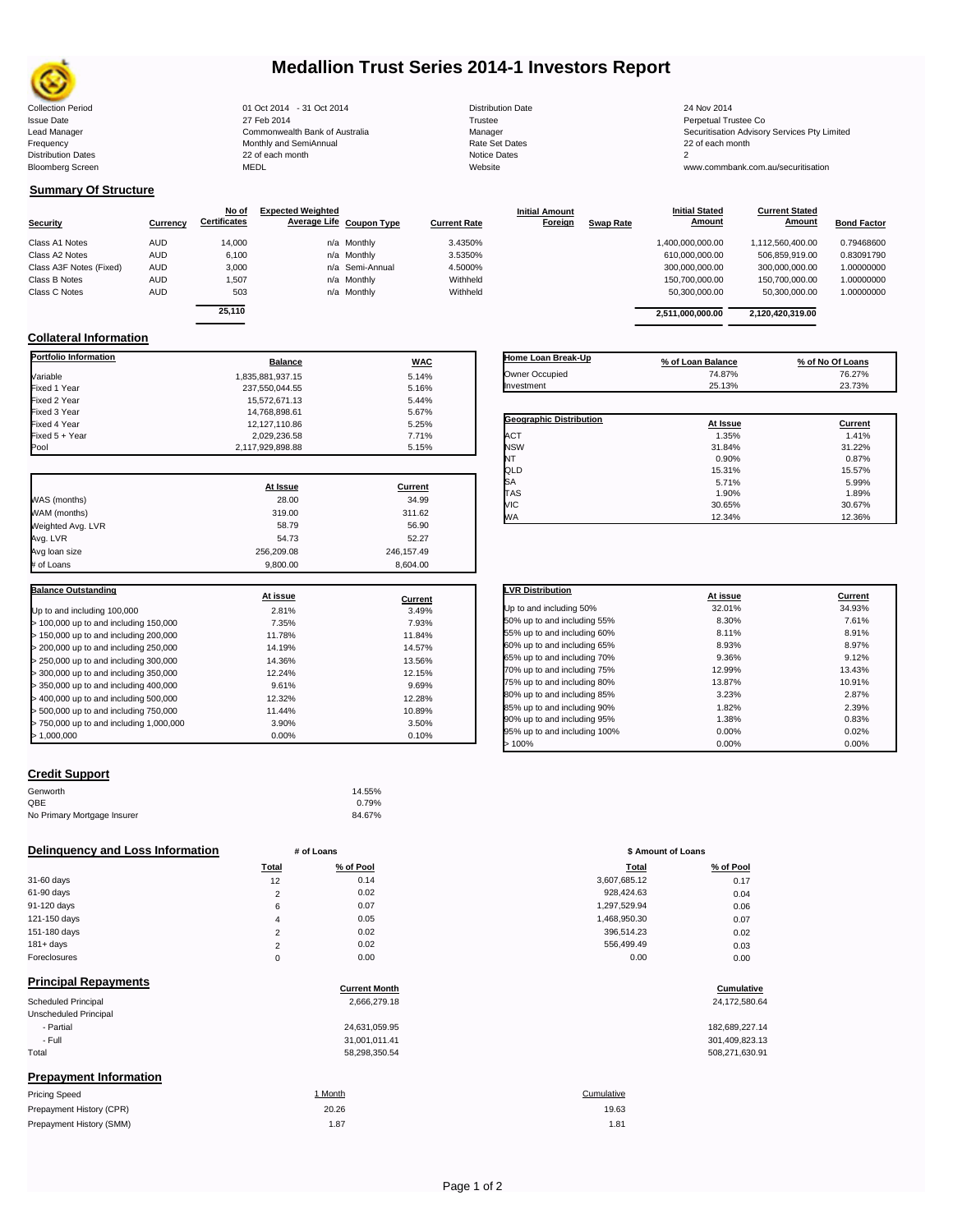# Medallion Trust Series 2014-1 Investors Report

| | | | |
|---|---|---|---|
| Collection Period | 01 Oct 2014 - 31 Oct 2014 | Distribution Date | 24 Nov 2014 |
| Issue Date | 27 Feb 2014 | Trustee | Perpetual Trustee Co |
| Lead Manager | Commonwealth Bank of Australia | Manager | Securitisation Advisory Services Pty Limited |
| Frequency | Monthly and SemiAnnual | Rate Set Dates | 22 of each month |
| Distribution Dates | 22 of each month | Notice Dates | 2 |
| Bloomberg Screen | MEDL | Website | www.commbank.com.au/securitisation |

## Summary Of Structure

| Security | Currency | No of Certificates | Expected Weighted Average Life | Coupon Type | Current Rate | Initial Amount Foreign | Swap Rate | Initial Stated Amount | Current Stated Amount | Bond Factor |
|---|---|---|---|---|---|---|---|---|---|---|
| Class A1 Notes | AUD | 14,000 | n/a | Monthly | 3.4350% | | | 1,400,000,000.00 | 1,112,560,400.00 | 0.79468600 |
| Class A2 Notes | AUD | 6,100 | n/a | Monthly | 3.5350% | | | 610,000,000.00 | 506,859,919.00 | 0.83091790 |
| Class A3F Notes (Fixed) | AUD | 3,000 | n/a | Semi-Annual | 4.5000% | | | 300,000,000.00 | 300,000,000.00 | 1.00000000 |
| Class B Notes | AUD | 1,507 | n/a | Monthly | Withheld | | | 150,700,000.00 | 150,700,000.00 | 1.00000000 |
| Class C Notes | AUD | 503 | n/a | Monthly | Withheld | | | 50,300,000.00 | 50,300,000.00 | 1.00000000 |
| | | 25,110 | | | | | | 2,511,000,000.00 | 2,120,420,319.00 | |

## Collateral Information

| Portfolio Information | Balance | WAC |
|---|---|---|
| Variable | 1,835,881,937.15 | 5.14% |
| Fixed 1 Year | 237,550,044.55 | 5.16% |
| Fixed 2 Year | 15,572,671.13 | 5.44% |
| Fixed 3 Year | 14,768,898.61 | 5.67% |
| Fixed 4 Year | 12,127,110.86 | 5.25% |
| Fixed 5 + Year | 2,029,236.58 | 7.71% |
| Pool | 2,117,929,898.88 | 5.15% |

| | At Issue | Current |
|---|---|---|
| WAS (months) | 28.00 | 34.99 |
| WAM (months) | 319.00 | 311.62 |
| Weighted Avg. LVR | 58.79 | 56.90 |
| Avg. LVR | 54.73 | 52.27 |
| Avg loan size | 256,209.08 | 246,157.49 |
| # of Loans | 9,800.00 | 8,604.00 |

| Balance Outstanding | At issue | Current |
|---|---|---|
| Up to and including 100,000 | 2.81% | 3.49% |
| > 100,000 up to and including 150,000 | 7.35% | 7.93% |
| > 150,000 up to and including 200,000 | 11.78% | 11.84% |
| > 200,000 up to and including 250,000 | 14.19% | 14.57% |
| > 250,000 up to and including 300,000 | 14.36% | 13.56% |
| > 300,000 up to and including 350,000 | 12.24% | 12.15% |
| > 350,000 up to and including 400,000 | 9.61% | 9.69% |
| > 400,000 up to and including 500,000 | 12.32% | 12.28% |
| > 500,000 up to and including 750,000 | 11.44% | 10.89% |
| > 750,000 up to and including 1,000,000 | 3.90% | 3.50% |
| > 1,000,000 | 0.00% | 0.10% |

| Home Loan Break-Up | % of Loan Balance | % of No Of Loans |
|---|---|---|
| Owner Occupied | 74.87% | 76.27% |
| Investment | 25.13% | 23.73% |

| Geographic Distribution | At Issue | Current |
|---|---|---|
| ACT | 1.35% | 1.41% |
| NSW | 31.84% | 31.22% |
| NT | 0.90% | 0.87% |
| QLD | 15.31% | 15.57% |
| SA | 5.71% | 5.99% |
| TAS | 1.90% | 1.89% |
| VIC | 30.65% | 30.67% |
| WA | 12.34% | 12.36% |

| LVR Distribution | At issue | Current |
|---|---|---|
| Up to and including 50% | 32.01% | 34.93% |
| 50% up to and including 55% | 8.30% | 7.61% |
| 55% up to and including 60% | 8.11% | 8.91% |
| 60% up to and including 65% | 8.93% | 8.97% |
| 65% up to and including 70% | 9.36% | 9.12% |
| 70% up to and including 75% | 12.99% | 13.43% |
| 75% up to and including 80% | 13.87% | 10.91% |
| 80% up to and including 85% | 3.23% | 2.87% |
| 85% up to and including 90% | 1.82% | 2.39% |
| 90% up to and including 95% | 1.38% | 0.83% |
| 95% up to and including 100% | 0.00% | 0.02% |
| > 100% | 0.00% | 0.00% |

## Credit Support

| | |
|---|---|
| Genworth | 14.55% |
| QBE | 0.79% |
| No Primary Mortgage Insurer | 84.67% |

## Delinquency and Loss Information

| | # of Loans Total | # of Loans % of Pool | \$ Amount of Loans Total | \$ Amount of Loans % of Pool |
|---|---|---|---|---|
| 31-60 days | 12 | 0.14 | 3,607,685.12 | 0.17 |
| 61-90 days | 2 | 0.02 | 928,424.63 | 0.04 |
| 91-120 days | 6 | 0.07 | 1,297,529.94 | 0.06 |
| 121-150 days | 4 | 0.05 | 1,468,950.30 | 0.07 |
| 151-180 days | 2 | 0.02 | 396,514.23 | 0.02 |
| 181+ days | 2 | 0.02 | 556,499.49 | 0.03 |
| Foreclosures | 0 | 0.00 | 0.00 | 0.00 |

## Principal Repayments

| | Current Month | Cumulative |
|---|---|---|
| Scheduled Principal | 2,666,279.18 | 24,172,580.64 |
| Unscheduled Principal | | |
| - Partial | 24,631,059.95 | 182,689,227.14 |
| - Full | 31,001,011.41 | 301,409,823.13 |
| Total | 58,298,350.54 | 508,271,630.91 |

## Prepayment Information

| Pricing Speed | 1 Month | Cumulative |
|---|---|---|
| Prepayment History (CPR) | 20.26 | 19.63 |
| Prepayment History (SMM) | 1.87 | 1.81 |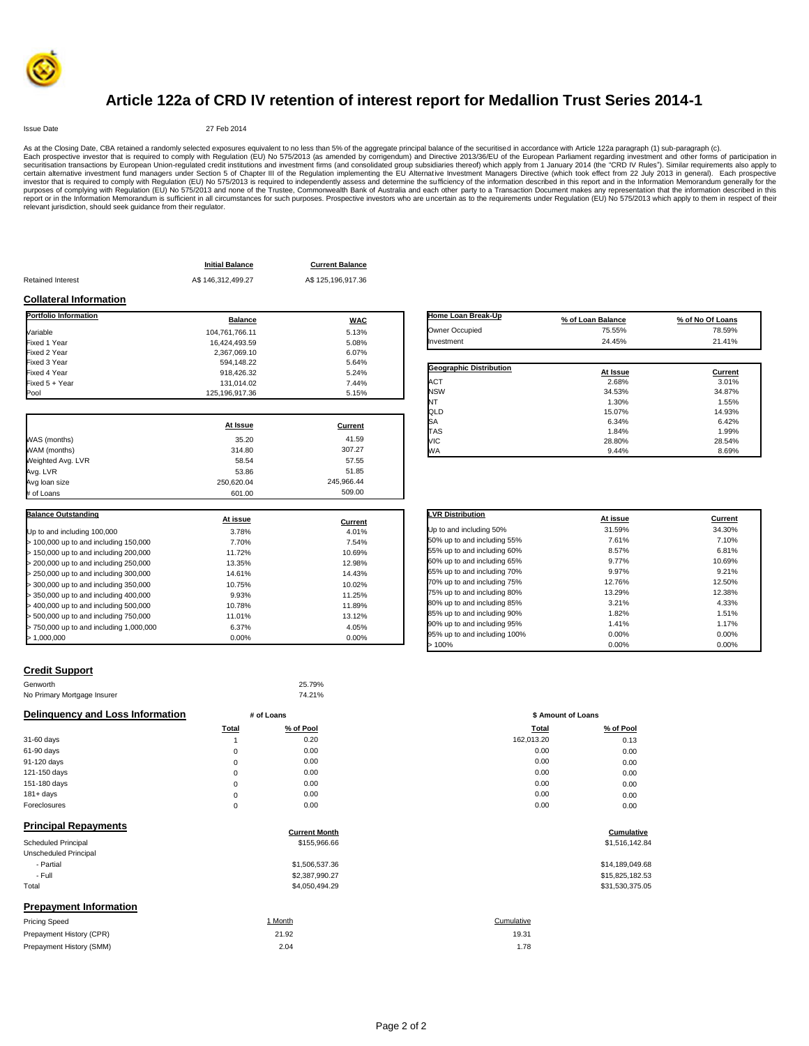# Article 122a of CRD IV retention of interest report for Medallion Trust Series 2014-1

Issue Date 27 Feb 2014

As at the Closing Date, CBA retained a randomly selected exposures equivalent to no less than 5% of the aggregate principal balance of the securitised in accordance with Article 122a paragraph (1) sub-paragraph (c). Each prospective investor that is required to comply with Regulation (EU) No 575/2013 (as amended by corrigendum) and Directive 2013/36/EU of the European Parliament regarding investment and other forms of participation in securitisation transactions by European Union-regulated credit institutions and investment firms (and consolidated group subsidiaries thereof) which apply from 1 January 2014 (the "CRD IV Rules"). Similar requirements also apply to certain alternative investment fund managers under Section 5 of Chapter III of the Regulation implementing the EU Alternative Investment Managers Directive (which took effect from 22 July 2013 in general). Each prospective investor that is required to comply with Regulation (EU) No 575/2013 is required to independently assess and determine the sufficiency of the information described in this report and in the Information Memorandum generally for the purposes of complying with Regulation (EU) No 575/2013 and none of the Trustee, Commonwealth Bank of Australia and each other party to a Transaction Document makes any representation that the information described in this report or in the Information Memorandum is sufficient in all circumstances for such purposes. Prospective investors who are uncertain as to the requirements under Regulation (EU) No 575/2013 which apply to them in respect of their relevant jurisdiction, should seek guidance from their regulator.

| | Initial Balance | Current Balance |
|---|---|---|
| Retained Interest | A$ 146,312,499.27 | A$ 125,196,917.36 |

## Collateral Information

| Portfolio Information | Balance | WAC |
|---|---|---|
| Variable | 104,761,766.11 | 5.13% |
| Fixed 1 Year | 16,424,493.59 | 5.08% |
| Fixed 2 Year | 2,367,069.10 | 6.07% |
| Fixed 3 Year | 594,148.22 | 5.64% |
| Fixed 4 Year | 918,426.32 | 5.24% |
| Fixed 5 + Year | 131,014.02 | 7.44% |
| Pool | 125,196,917.36 | 5.15% |

| Home Loan Break-Up | % of Loan Balance | % of No Of Loans |
|---|---|---|
| Owner Occupied | 75.55% | 78.59% |
| Investment | 24.45% | 21.41% |

| Geographic Distribution | At Issue | Current |
|---|---|---|
| ACT | 2.68% | 3.01% |
| NSW | 34.53% | 34.87% |
| NT | 1.30% | 1.55% |
| QLD | 15.07% | 14.93% |
| SA | 6.34% | 6.42% |
| TAS | 1.84% | 1.99% |
| VIC | 28.80% | 28.54% |
| WA | 9.44% | 8.69% |

| | At Issue | Current |
|---|---|---|
| WAS (months) | 35.20 | 41.59 |
| WAM (months) | 314.80 | 307.27 |
| Weighted Avg. LVR | 58.54 | 57.55 |
| Avg. LVR | 53.86 | 51.85 |
| Avg loan size | 250,620.04 | 245,966.44 |
| # of Loans | 601.00 | 509.00 |

| Balance Outstanding | At issue | Current |
|---|---|---|
| Up to and including 100,000 | 3.78% | 4.01% |
| > 100,000 up to and including 150,000 | 7.70% | 7.54% |
| > 150,000 up to and including 200,000 | 11.72% | 10.69% |
| > 200,000 up to and including 250,000 | 13.35% | 12.98% |
| > 250,000 up to and including 300,000 | 14.61% | 14.43% |
| > 300,000 up to and including 350,000 | 10.75% | 10.02% |
| > 350,000 up to and including 400,000 | 9.93% | 11.25% |
| > 400,000 up to and including 500,000 | 10.78% | 11.89% |
| > 500,000 up to and including 750,000 | 11.01% | 13.12% |
| > 750,000 up to and including 1,000,000 | 6.37% | 4.05% |
| > 1,000,000 | 0.00% | 0.00% |

| LVR Distribution | At issue | Current |
|---|---|---|
| Up to and including 50% | 31.59% | 34.30% |
| 50% up to and including 55% | 7.61% | 7.10% |
| 55% up to and including 60% | 8.57% | 6.81% |
| 60% up to and including 65% | 9.77% | 10.69% |
| 65% up to and including 70% | 9.97% | 9.21% |
| 70% up to and including 75% | 12.76% | 12.50% |
| 75% up to and including 80% | 13.29% | 12.38% |
| 80% up to and including 85% | 3.21% | 4.33% |
| 85% up to and including 90% | 1.82% | 1.51% |
| 90% up to and including 95% | 1.41% | 1.17% |
| 95% up to and including 100% | 0.00% | 0.00% |
| > 100% | 0.00% | 0.00% |

## Credit Support

| | |
|---|---|
| Genworth | 25.79% |
| No Primary Mortgage Insurer | 74.21% |

## Delinquency and Loss Information

| | # of Loans Total | # of Loans % of Pool | \$ Amount of Loans Total | \$ Amount of Loans % of Pool |
|---|---|---|---|---|
| 31-60 days | 1 | 0.20 | 162,013.20 | 0.13 |
| 61-90 days | 0 | 0.00 | 0.00 | 0.00 |
| 91-120 days | 0 | 0.00 | 0.00 | 0.00 |
| 121-150 days | 0 | 0.00 | 0.00 | 0.00 |
| 151-180 days | 0 | 0.00 | 0.00 | 0.00 |
| 181+ days | 0 | 0.00 | 0.00 | 0.00 |
| Foreclosures | 0 | 0.00 | 0.00 | 0.00 |

## Principal Repayments

| | Current Month | Cumulative |
|---|---|---|
| Scheduled Principal | $155,966.66 | $1,516,142.84 |
| Unscheduled Principal | | |
| - Partial | $1,506,537.36 | $14,189,049.68 |
| - Full | $2,387,990.27 | $15,825,182.53 |
| Total | $4,050,494.29 | $31,530,375.05 |

## Prepayment Information

| Pricing Speed | 1 Month | Cumulative |
|---|---|---|
| Prepayment History (CPR) | 21.92 | 19.31 |
| Prepayment History (SMM) | 2.04 | 1.78 |